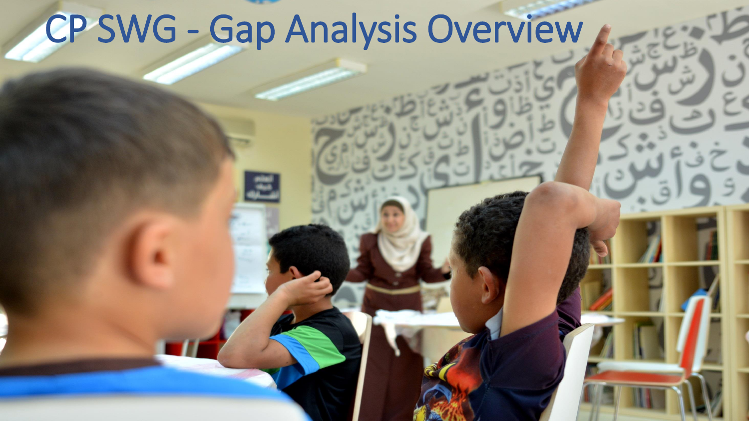# CP SWG - Gap Analysis Overview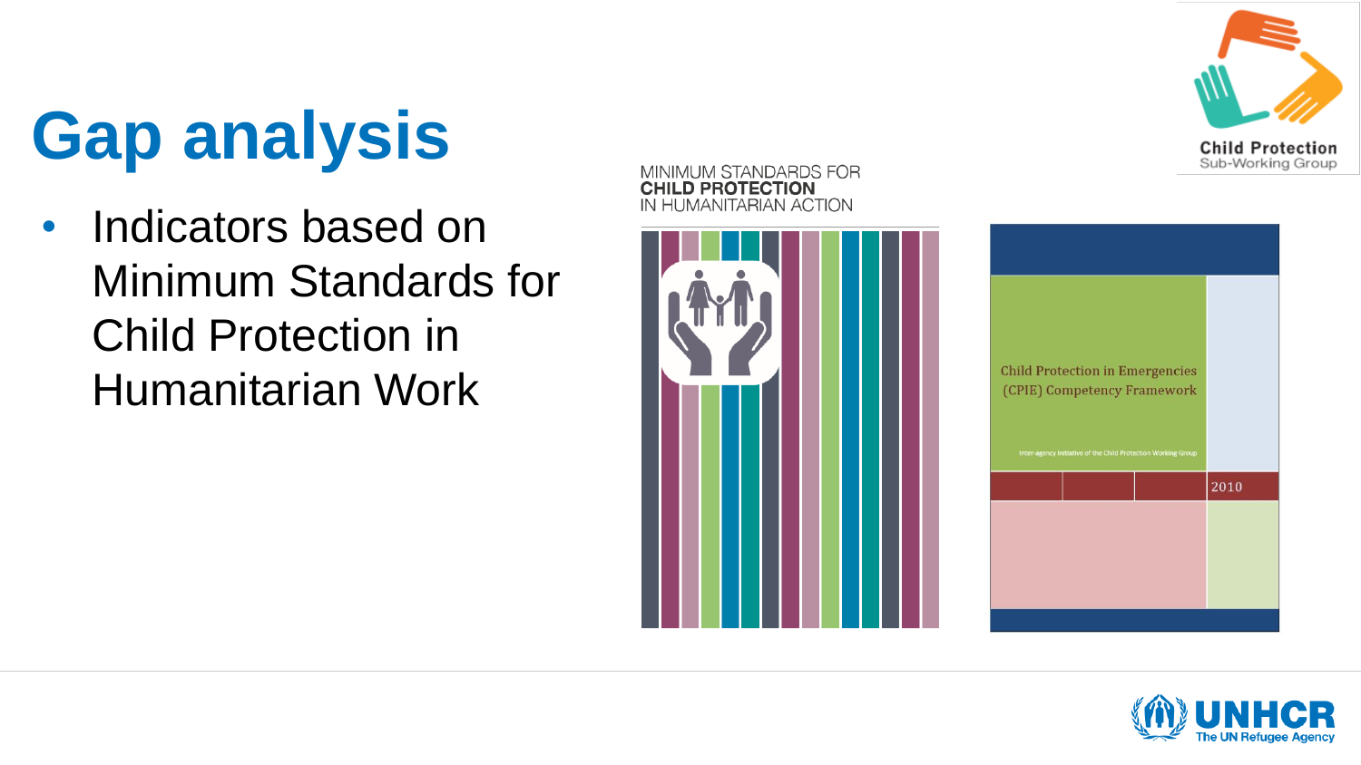# Gap analysis

- Indicators based on Minimum Standards for Child Protection in Humanitarian Work

MINIMUM STANDARDS FOR **CHILD PROTECTION** IN HUMANITARIAN ACTION

Child Protection in Emergencies (CPIE) Competency Framework

Inter-agency Initiative of the Child Protection Working Group

2010

Child Protection Sub-Working Group

UNHCR The UN Refugee Agency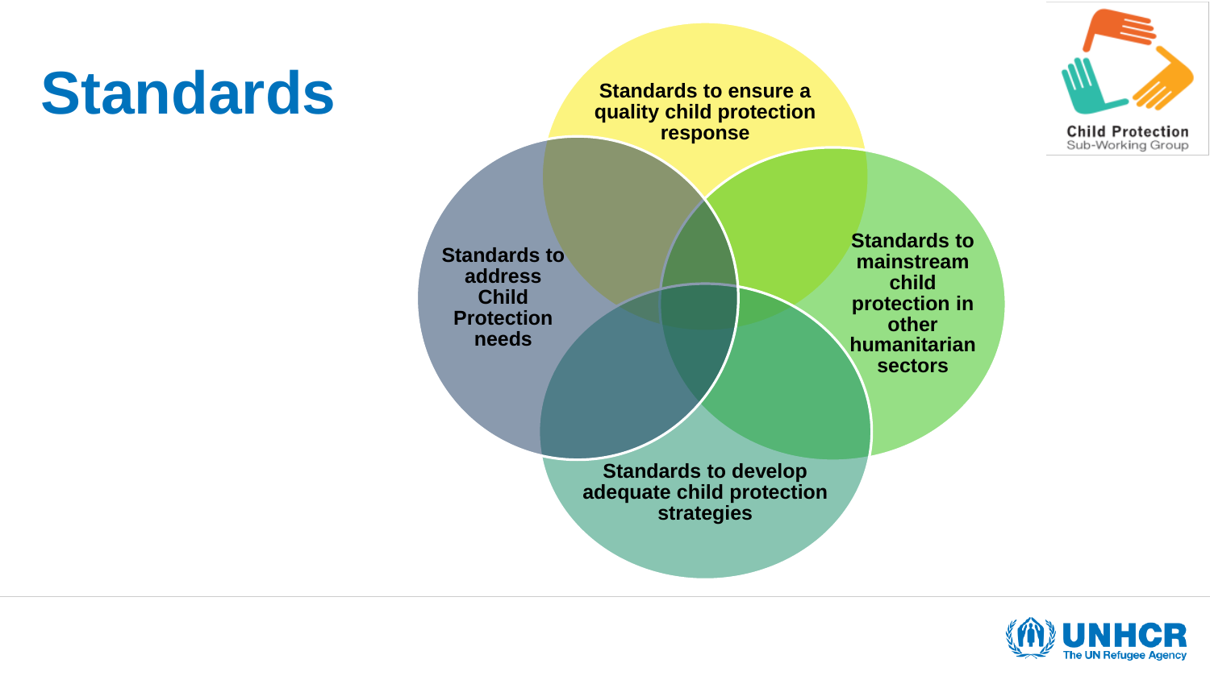# Standards

- Standards to ensure a quality child protection response
- Standards to address Child Protection needs
- Standards to mainstream child protection in other humanitarian sectors
- Standards to develop adequate child protection strategies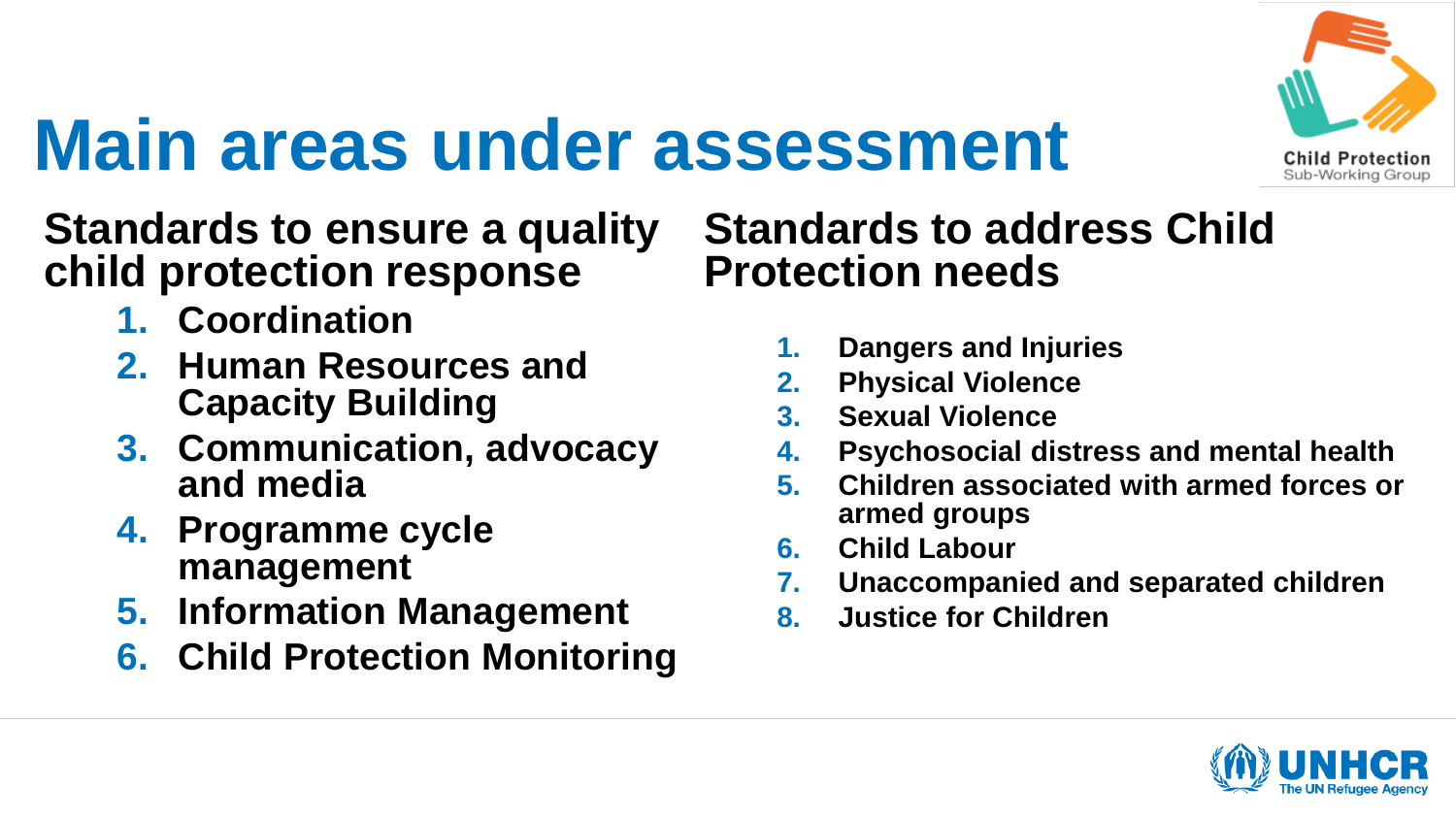# Main areas under assessment

## Standards to ensure a quality child protection response

1. Coordination
2. Human Resources and Capacity Building
3. Communication, advocacy and media
4. Programme cycle management
5. Information Management
6. Child Protection Monitoring

## Standards to address Child Protection needs

1. Dangers and Injuries
2. Physical Violence
3. Sexual Violence
4. Psychosocial distress and mental health
5. Children associated with armed forces or armed groups
6. Child Labour
7. Unaccompanied and separated children
8. Justice for Children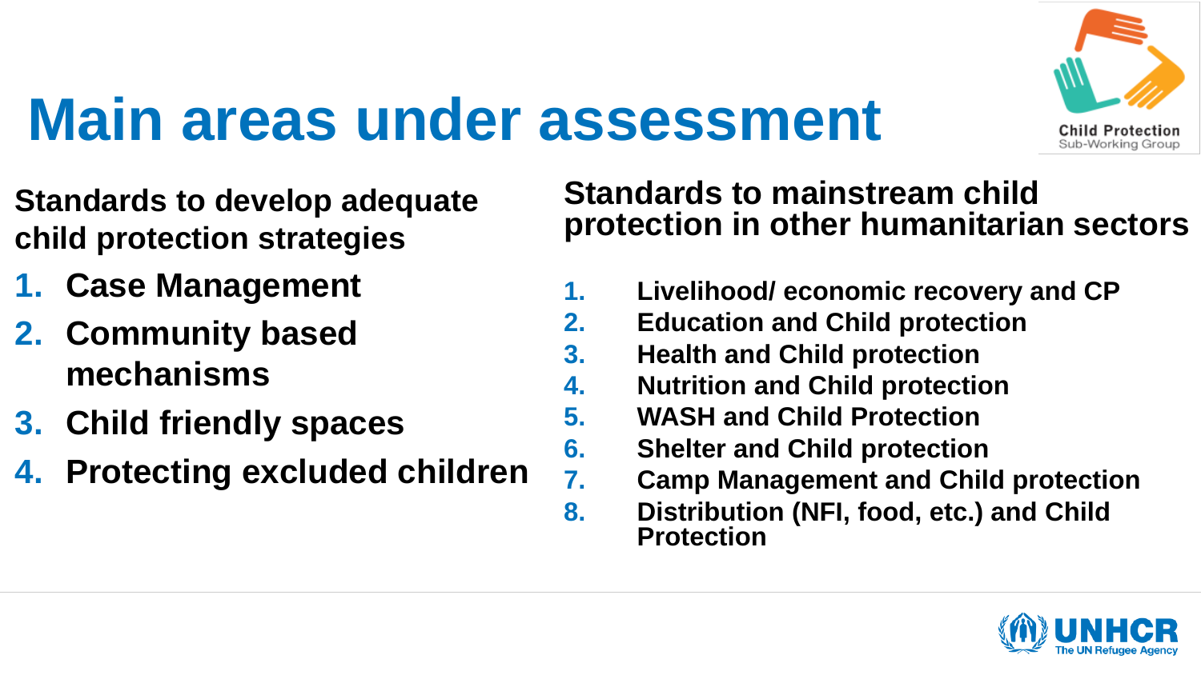# Main areas under assessment

**Standards to develop adequate child protection strategies**

1. **Case Management**
2. **Community based mechanisms**
3. **Child friendly spaces**
4. **Protecting excluded children**

**Standards to mainstream child protection in other humanitarian sectors**

1. **Livelihood/ economic recovery and CP**
2. **Education and Child protection**
3. **Health and Child protection**
4. **Nutrition and Child protection**
5. **WASH and Child Protection**
6. **Shelter and Child protection**
7. **Camp Management and Child protection**
8. **Distribution (NFI, food, etc.) and Child Protection**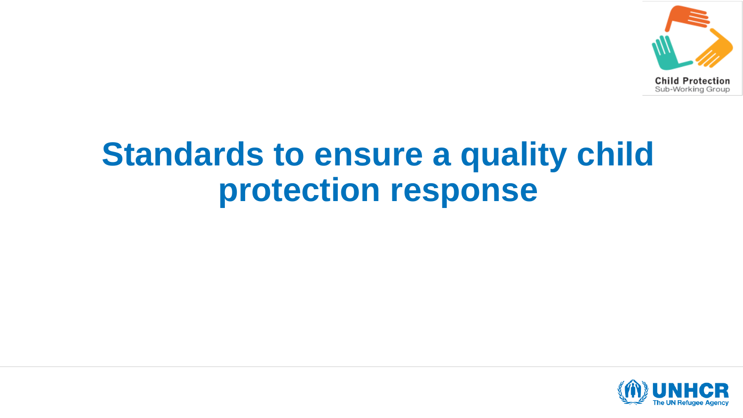# Standards to ensure a quality child protection response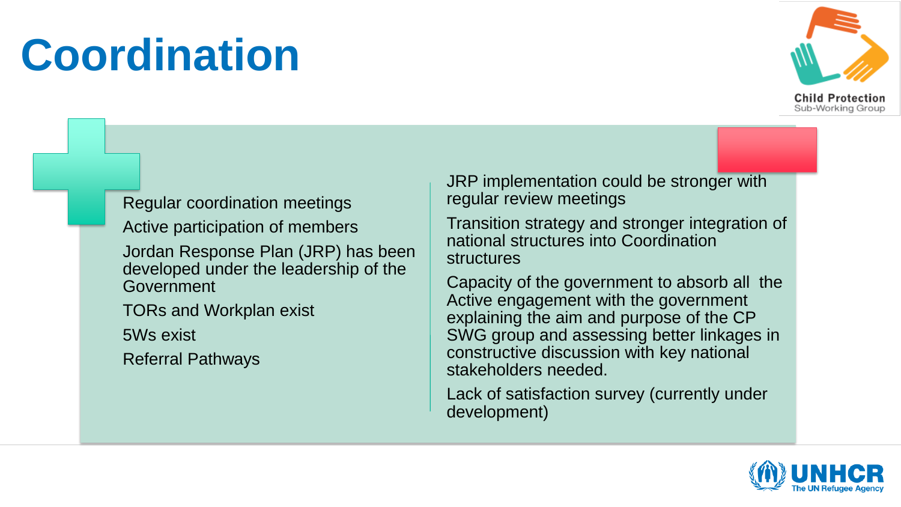# Coordination

Child Protection
Sub-Working Group

- Regular coordination meetings
- Active participation of members
- Jordan Response Plan (JRP) has been developed under the leadership of the Government
- TORs and Workplan exist
- 5Ws exist
- Referral Pathways

- JRP implementation could be stronger with regular review meetings
- Transition strategy and stronger integration of national structures into Coordination structures
- Capacity of the government to absorb all the Active engagement with the government explaining the aim and purpose of the CP SWG group and assessing better linkages in constructive discussion with key national stakeholders needed.
- Lack of satisfaction survey (currently under development)

UNHCR
The UN Refugee Agency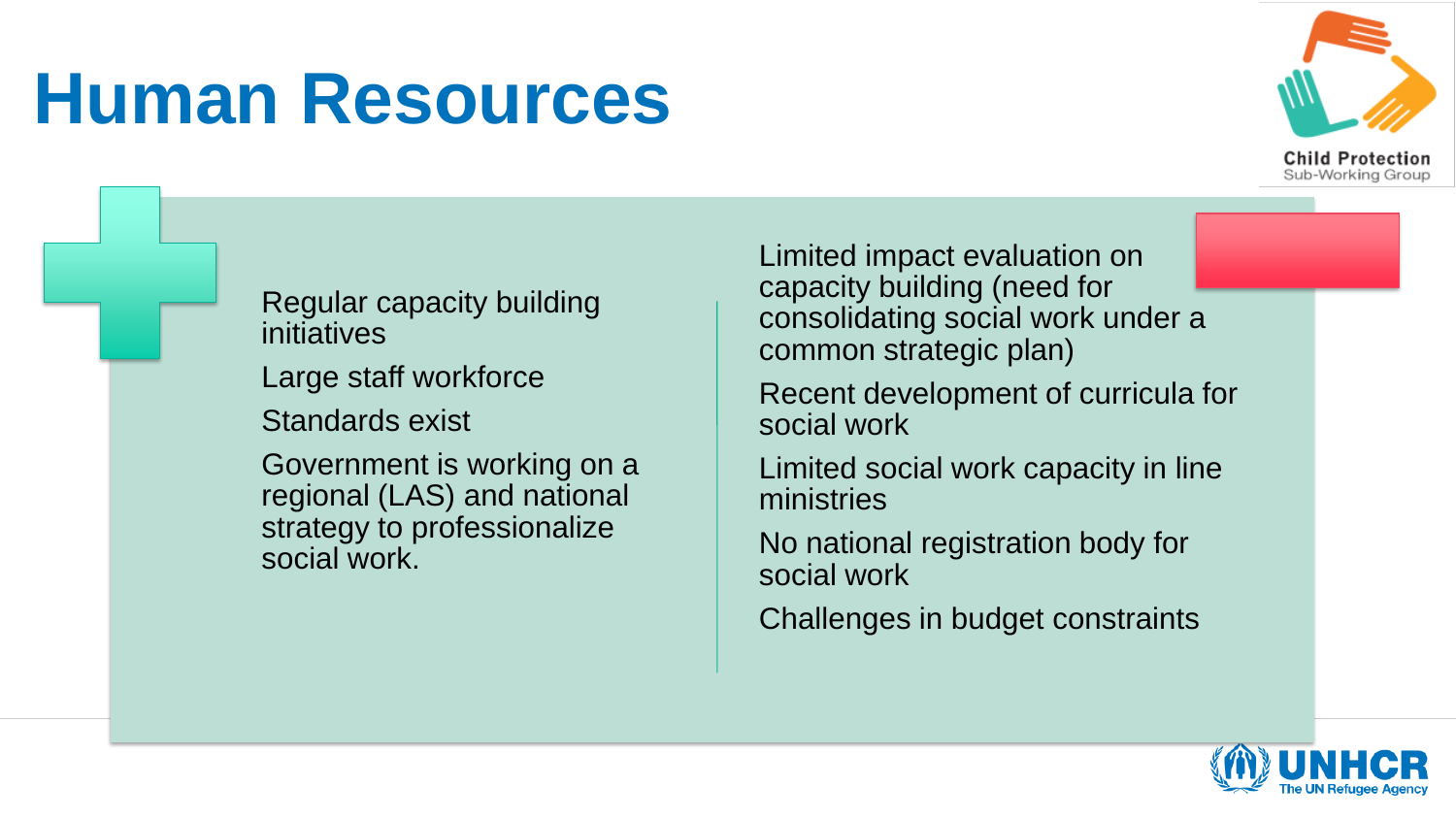# Human Resources

- Regular capacity building initiatives
- Large staff workforce
- Standards exist
- Government is working on a regional (LAS) and national strategy to professionalize social work.

- Limited impact evaluation on capacity building (need for consolidating social work under a common strategic plan)
- Recent development of curricula for social work
- Limited social work capacity in line ministries
- No national registration body for social work
- Challenges in budget constraints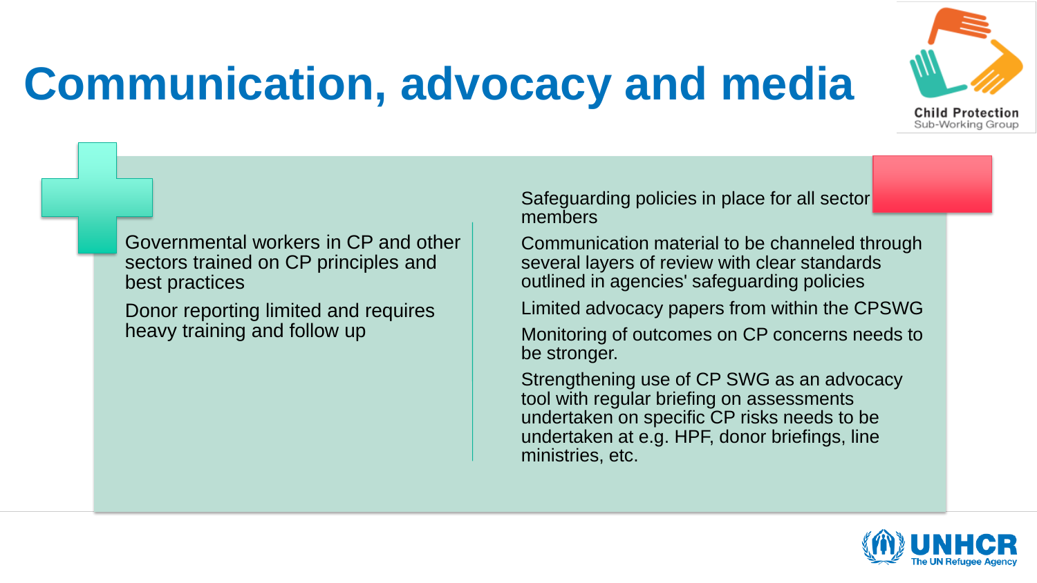# Communication, advocacy and media

- Governmental workers in CP and other sectors trained on CP principles and best practices
- Donor reporting limited and requires heavy training and follow up

- Safeguarding policies in place for all sector members
- Communication material to be channeled through several layers of review with clear standards outlined in agencies' safeguarding policies
- Limited advocacy papers from within the CPSWG
- Monitoring of outcomes on CP concerns needs to be stronger.
- Strengthening use of CP SWG as an advocacy tool with regular briefing on assessments undertaken on specific CP risks needs to be undertaken at e.g. HPF, donor briefings, line ministries, etc.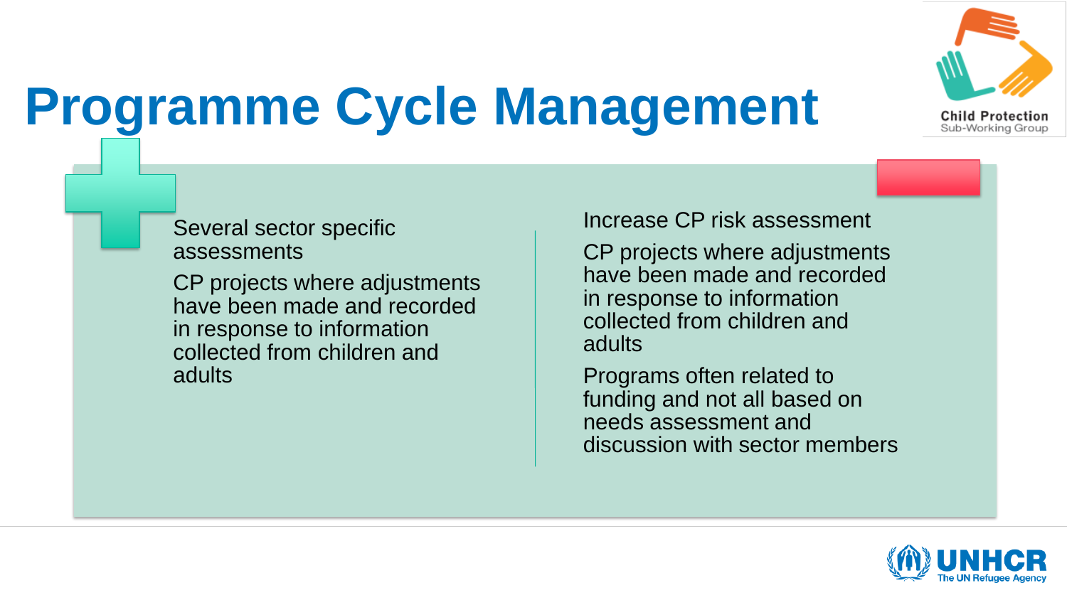# Programme Cycle Management

Several sector specific assessments

CP projects where adjustments have been made and recorded in response to information collected from children and adults

Increase CP risk assessment

CP projects where adjustments have been made and recorded in response to information collected from children and adults

Programs often related to funding and not all based on needs assessment and discussion with sector members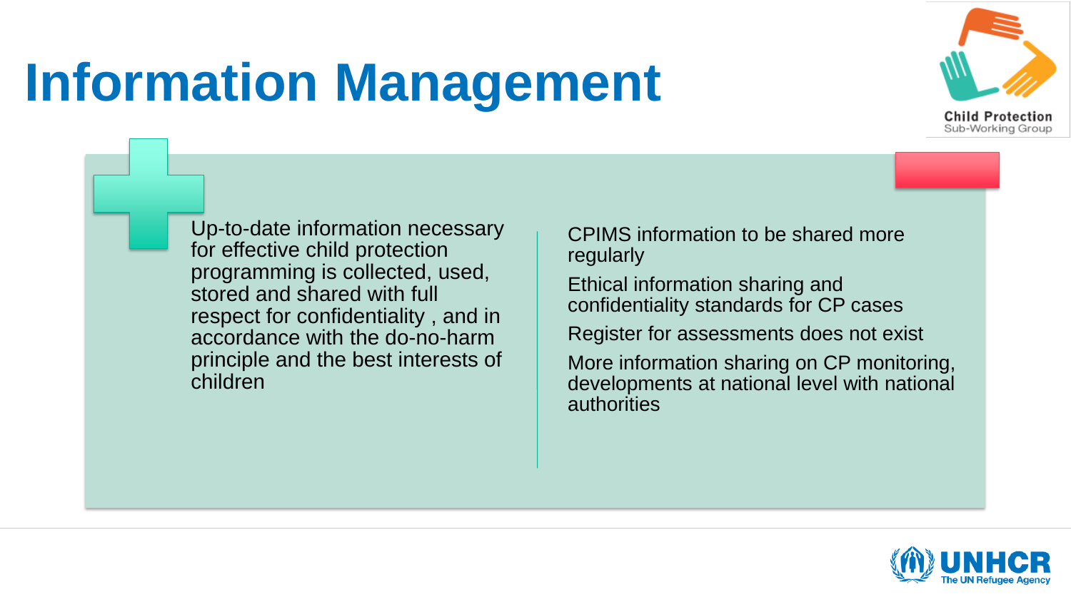# Information Management

Up-to-date information necessary for effective child protection programming is collected, used, stored and shared with full respect for confidentiality , and in accordance with the do-no-harm principle and the best interests of children

CPIMS information to be shared more regularly

Ethical information sharing and confidentiality standards for CP cases

Register for assessments does not exist

More information sharing on CP monitoring, developments at national level with national authorities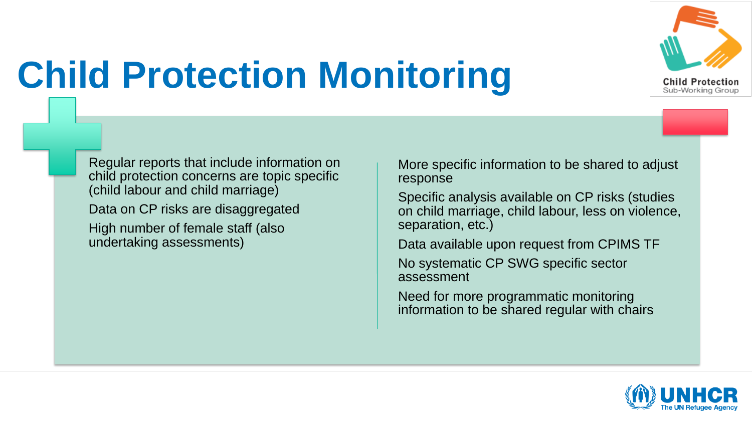# Child Protection Monitoring

- Regular reports that include information on child protection concerns are topic specific (child labour and child marriage)
- Data on CP risks are disaggregated
- High number of female staff (also undertaking assessments)

- More specific information to be shared to adjust response
- Specific analysis available on CP risks (studies on child marriage, child labour, less on violence, separation, etc.)
- Data available upon request from CPIMS TF
- No systematic CP SWG specific sector assessment
- Need for more programmatic monitoring information to be shared regular with chairs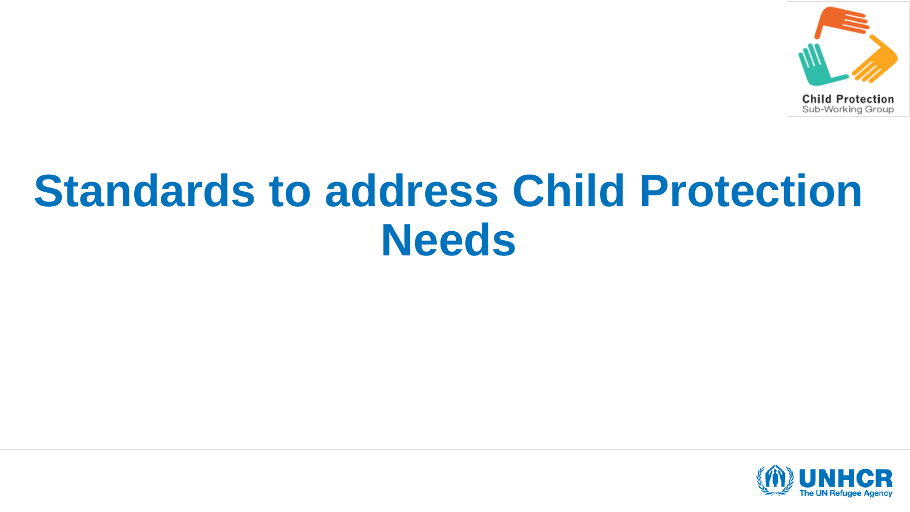# Standards to address Child Protection Needs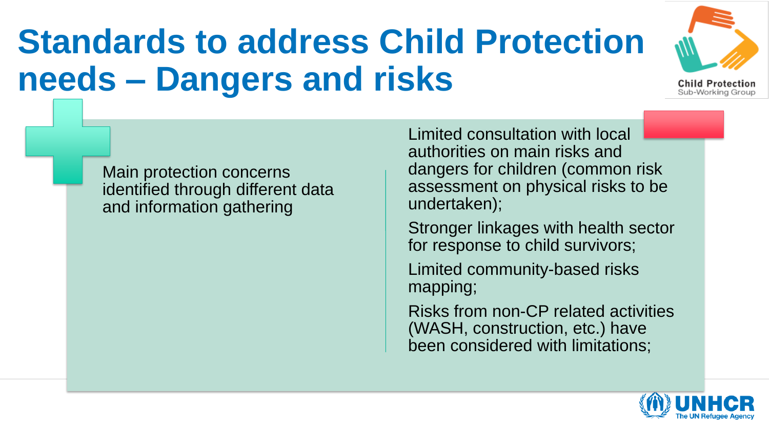# Standards to address Child Protection needs – Dangers and risks

Main protection concerns identified through different data and information gathering

- Limited consultation with local authorities on main risks and dangers for children (common risk assessment on physical risks to be undertaken);
- Stronger linkages with health sector for response to child survivors;
- Limited community-based risks mapping;
- Risks from non-CP related activities (WASH, construction, etc.) have been considered with limitations;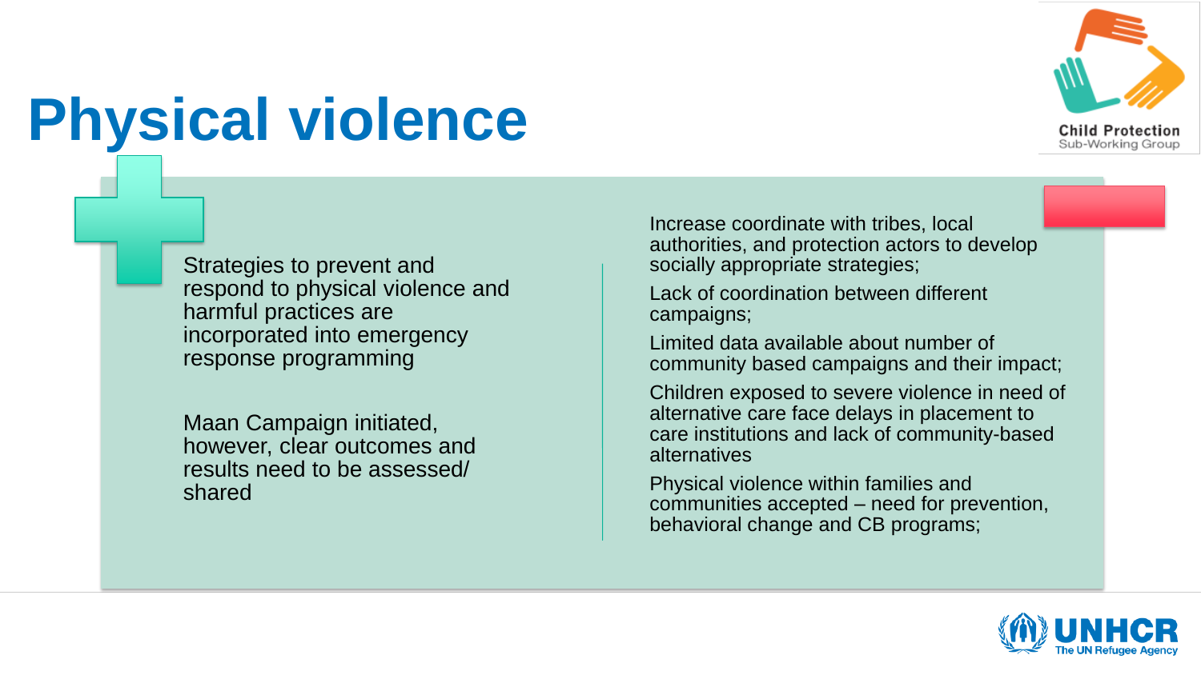# Physical violence

Strategies to prevent and respond to physical violence and harmful practices are incorporated into emergency response programming

Maan Campaign initiated, however, clear outcomes and results need to be assessed/ shared

Increase coordinate with tribes, local authorities, and protection actors to develop socially appropriate strategies;

Lack of coordination between different campaigns;

Limited data available about number of community based campaigns and their impact;

Children exposed to severe violence in need of alternative care face delays in placement to care institutions and lack of community-based alternatives

Physical violence within families and communities accepted – need for prevention, behavioral change and CB programs;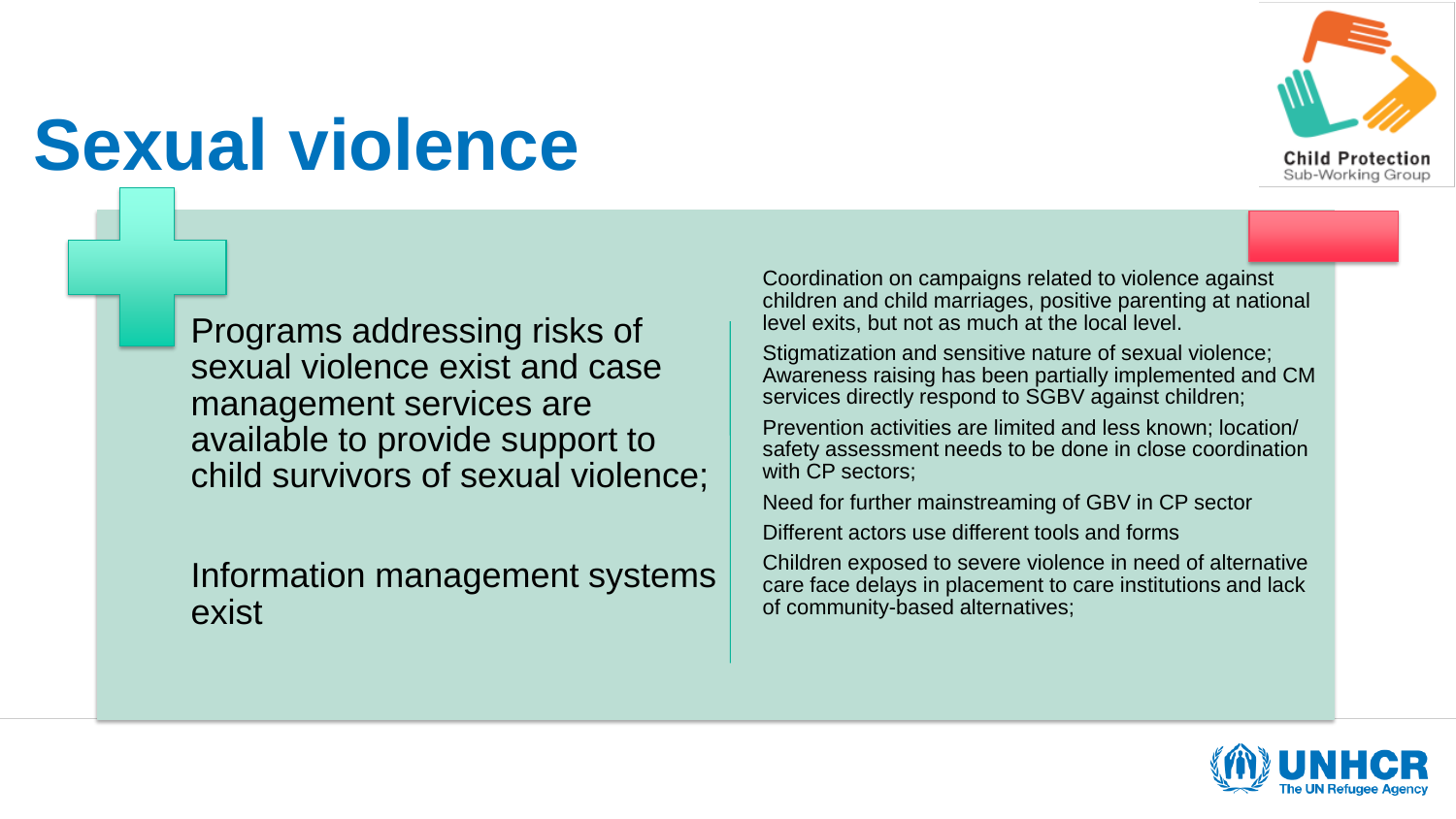# Sexual violence

Programs addressing risks of sexual violence exist and case management services are available to provide support to child survivors of sexual violence;

Information management systems exist

Coordination on campaigns related to violence against children and child marriages, positive parenting at national level exits, but not as much at the local level.

Stigmatization and sensitive nature of sexual violence; Awareness raising has been partially implemented and CM services directly respond to SGBV against children;

Prevention activities are limited and less known; location/ safety assessment needs to be done in close coordination with CP sectors;

Need for further mainstreaming of GBV in CP sector

Different actors use different tools and forms

Children exposed to severe violence in need of alternative care face delays in placement to care institutions and lack of community-based alternatives;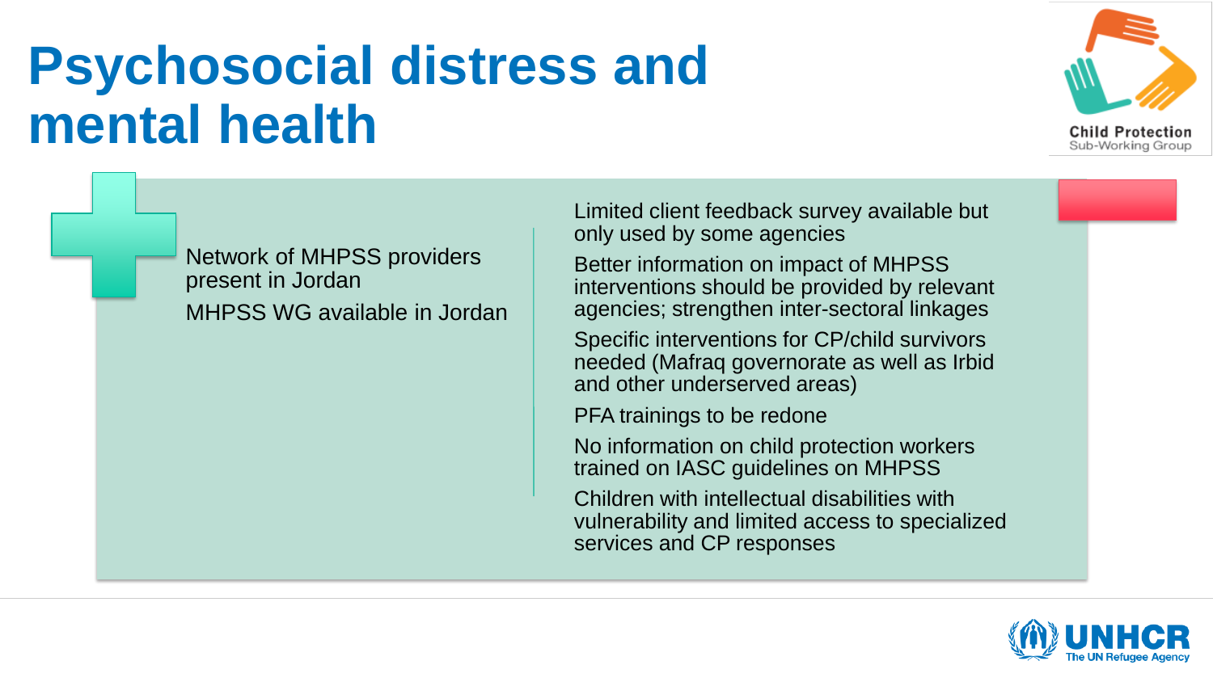# Psychosocial distress and mental health

Network of MHPSS providers present in Jordan

MHPSS WG available in Jordan

Limited client feedback survey available but only used by some agencies

Better information on impact of MHPSS interventions should be provided by relevant agencies; strengthen inter-sectoral linkages

Specific interventions for CP/child survivors needed (Mafraq governorate as well as Irbid and other underserved areas)

PFA trainings to be redone

No information on child protection workers trained on IASC guidelines on MHPSS

Children with intellectual disabilities with vulnerability and limited access to specialized services and CP responses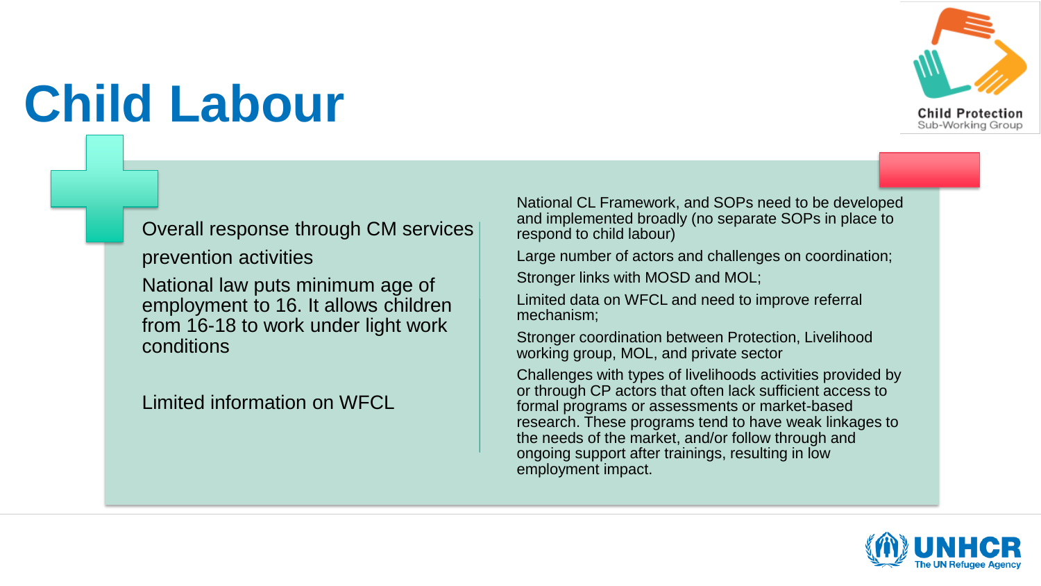# Child Labour

Overall response through CM services

prevention activities

National law puts minimum age of employment to 16. It allows children from 16-18 to work under light work conditions

Limited information on WFCL

National CL Framework, and SOPs need to be developed and implemented broadly (no separate SOPs in place to respond to child labour)

Large number of actors and challenges on coordination;

Stronger links with MOSD and MOL;

Limited data on WFCL and need to improve referral mechanism;

Stronger coordination between Protection, Livelihood working group, MOL, and private sector

Challenges with types of livelihoods activities provided by or through CP actors that often lack sufficient access to formal programs or assessments or market-based research. These programs tend to have weak linkages to the needs of the market, and/or follow through and ongoing support after trainings, resulting in low employment impact.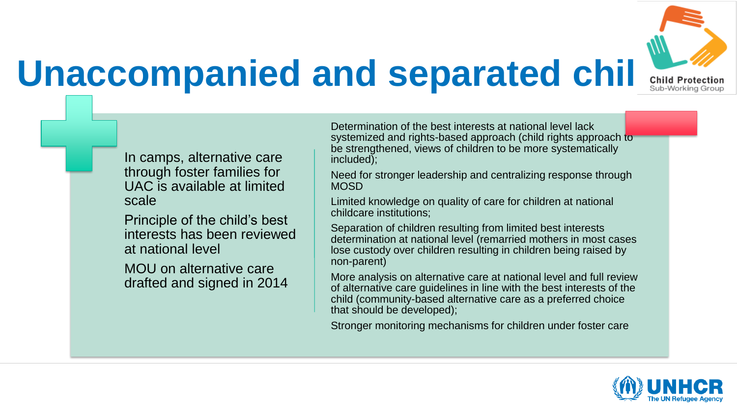# Unaccompanied and separated chil

- In camps, alternative care through foster families for UAC is available at limited scale
- Principle of the child's best interests has been reviewed at national level
- MOU on alternative care drafted and signed in 2014

- Determination of the best interests at national level lack systemized and rights-based approach (child rights approach to be strengthened, views of children to be more systematically included);
- Need for stronger leadership and centralizing response through MOSD
- Limited knowledge on quality of care for children at national childcare institutions;
- Separation of children resulting from limited best interests determination at national level (remarried mothers in most cases lose custody over children resulting in children being raised by non-parent)
- More analysis on alternative care at national level and full review of alternative care guidelines in line with the best interests of the child (community-based alternative care as a preferred choice that should be developed);
- Stronger monitoring mechanisms for children under foster care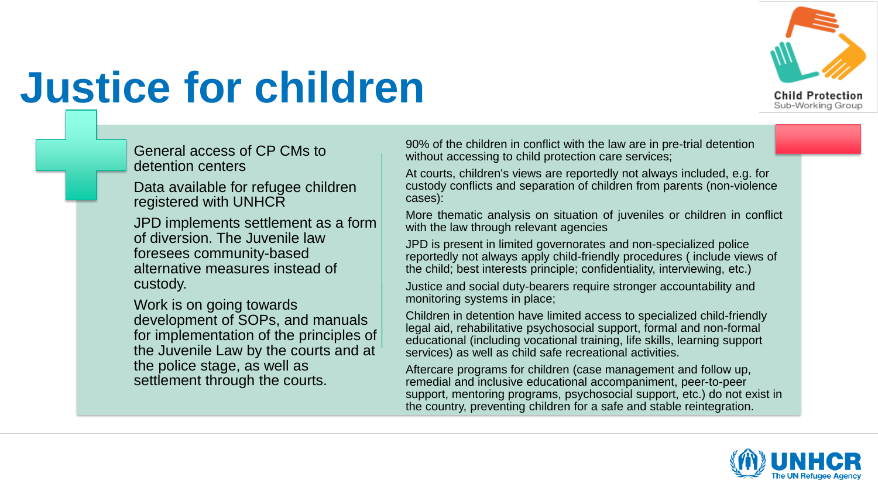# Justice for children

General access of CP CMs to detention centers

Data available for refugee children registered with UNHCR

JPD implements settlement as a form of diversion. The Juvenile law foresees community-based alternative measures instead of custody.

Work is on going towards development of SOPs, and manuals for implementation of the principles of the Juvenile Law by the courts and at the police stage, as well as settlement through the courts.

90% of the children in conflict with the law are in pre-trial detention without accessing to child protection care services;

At courts, children's views are reportedly not always included, e.g. for custody conflicts and separation of children from parents (non-violence cases):

More thematic analysis on situation of juveniles or children in conflict with the law through relevant agencies

JPD is present in limited governorates and non-specialized police reportedly not always apply child-friendly procedures ( include views of the child; best interests principle; confidentiality, interviewing, etc.)

Justice and social duty-bearers require stronger accountability and monitoring systems in place;

Children in detention have limited access to specialized child-friendly legal aid, rehabilitative psychosocial support, formal and non-formal educational (including vocational training, life skills, learning support services) as well as child safe recreational activities.

Aftercare programs for children (case management and follow up, remedial and inclusive educational accompaniment, peer-to-peer support, mentoring programs, psychosocial support, etc.) do not exist in the country, preventing children for a safe and stable reintegration.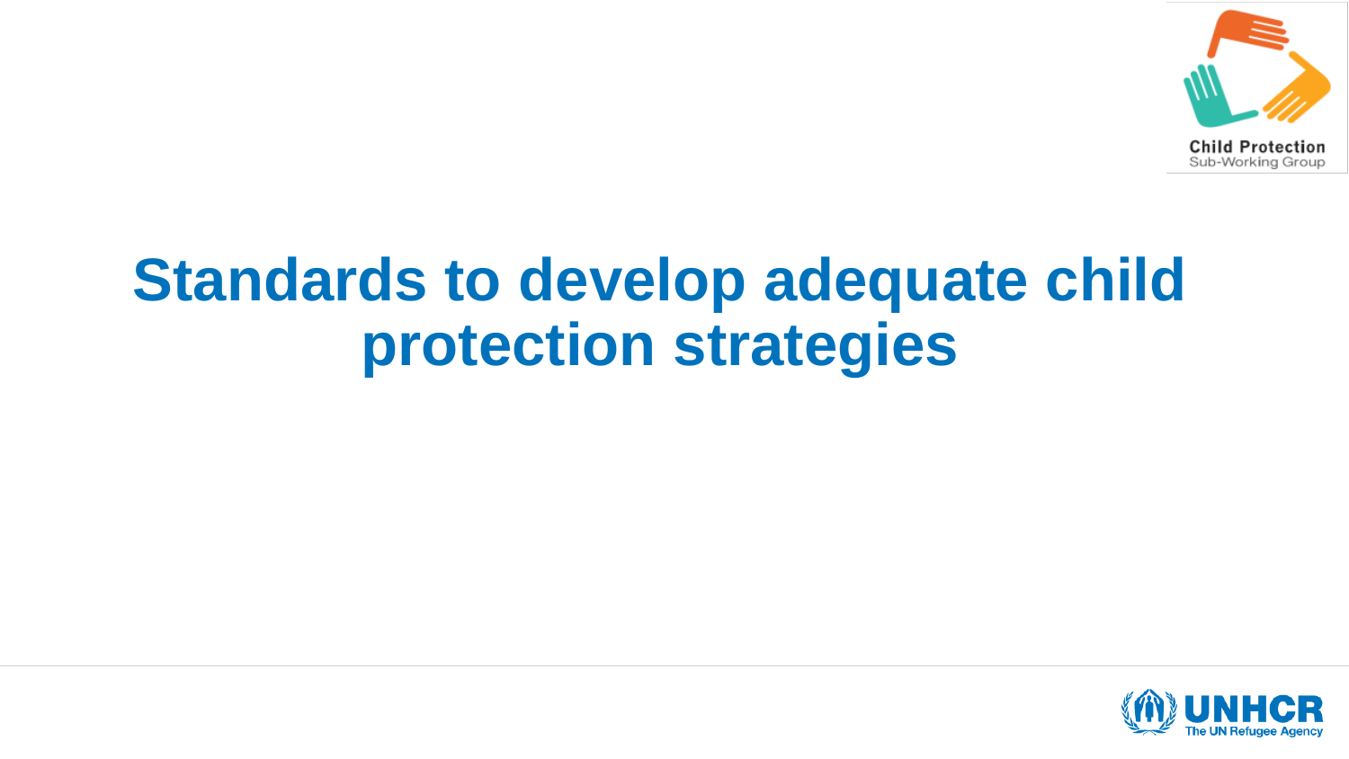# Standards to develop adequate child protection strategies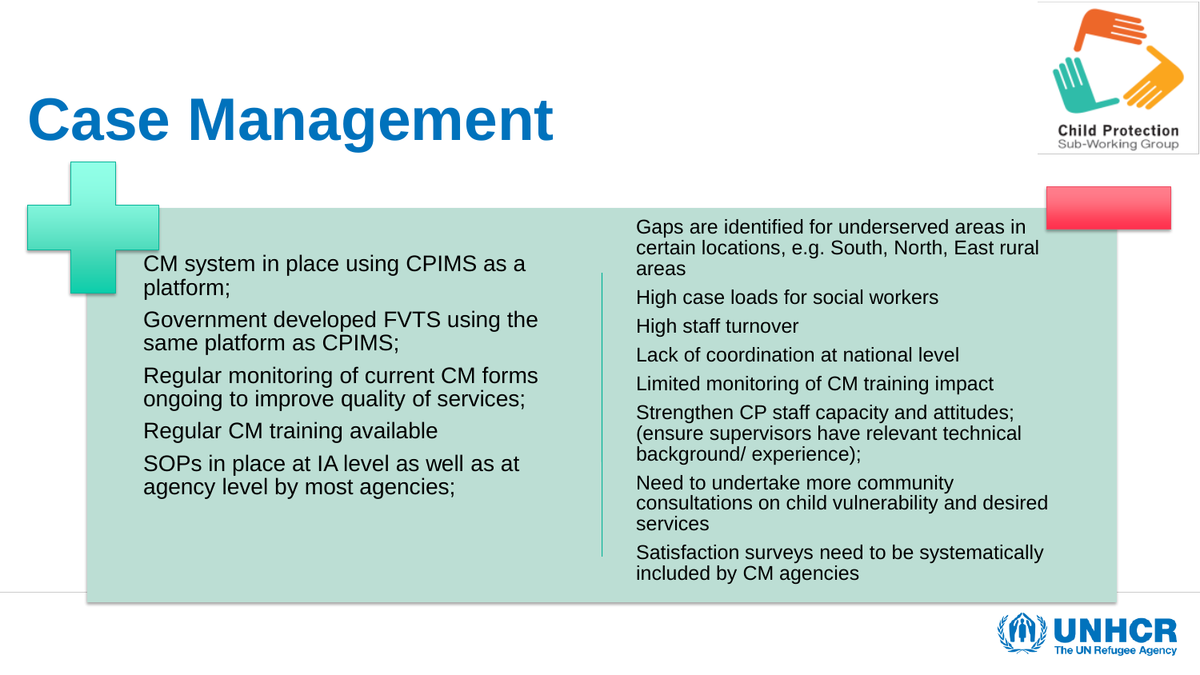# Case Management

- CM system in place using CPIMS as a platform;
- Government developed FVTS using the same platform as CPIMS;
- Regular monitoring of current CM forms ongoing to improve quality of services;
- Regular CM training available
- SOPs in place at IA level as well as at agency level by most agencies;

- Gaps are identified for underserved areas in certain locations, e.g. South, North, East rural areas
- High case loads for social workers
- High staff turnover
- Lack of coordination at national level
- Limited monitoring of CM training impact
- Strengthen CP staff capacity and attitudes; (ensure supervisors have relevant technical background/ experience);
- Need to undertake more community consultations on child vulnerability and desired services
- Satisfaction surveys need to be systematically included by CM agencies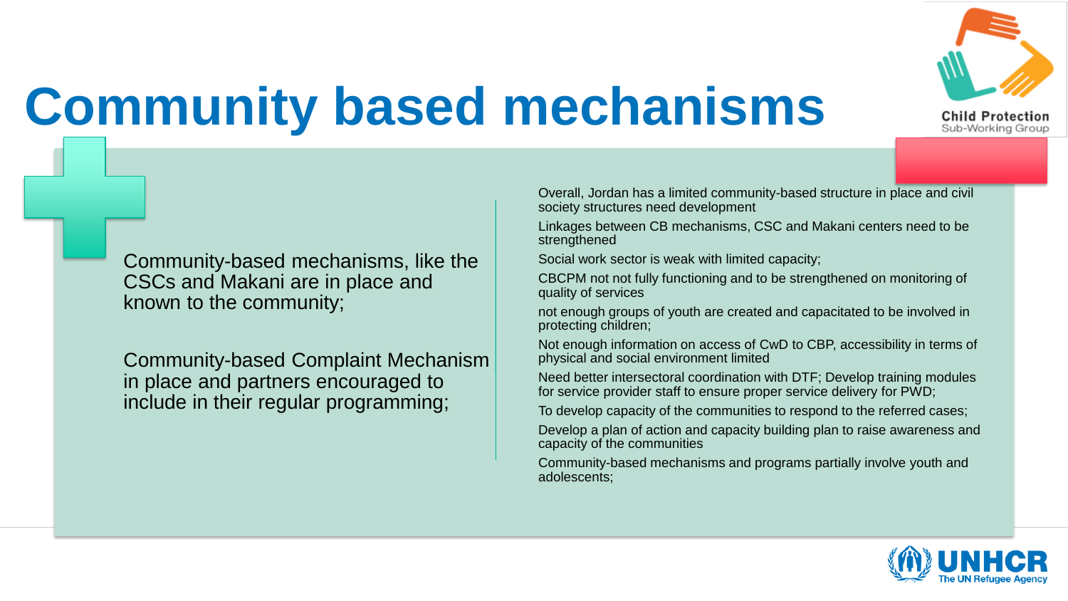# Community based mechanisms

Community-based mechanisms, like the CSCs and Makani are in place and known to the community;

Community-based Complaint Mechanism in place and partners encouraged to include in their regular programming;

Overall, Jordan has a limited community-based structure in place and civil society structures need development

Linkages between CB mechanisms, CSC and Makani centers need to be strengthened

Social work sector is weak with limited capacity;

CBCPM not not fully functioning and to be strengthened on monitoring of quality of services

not enough groups of youth are created and capacitated to be involved in protecting children;

Not enough information on access of CwD to CBP, accessibility in terms of physical and social environment limited

Need better intersectoral coordination with DTF; Develop training modules for service provider staff to ensure proper service delivery for PWD;

To develop capacity of the communities to respond to the referred cases;

Develop a plan of action and capacity building plan to raise awareness and capacity of the communities

Community-based mechanisms and programs partially involve youth and adolescents;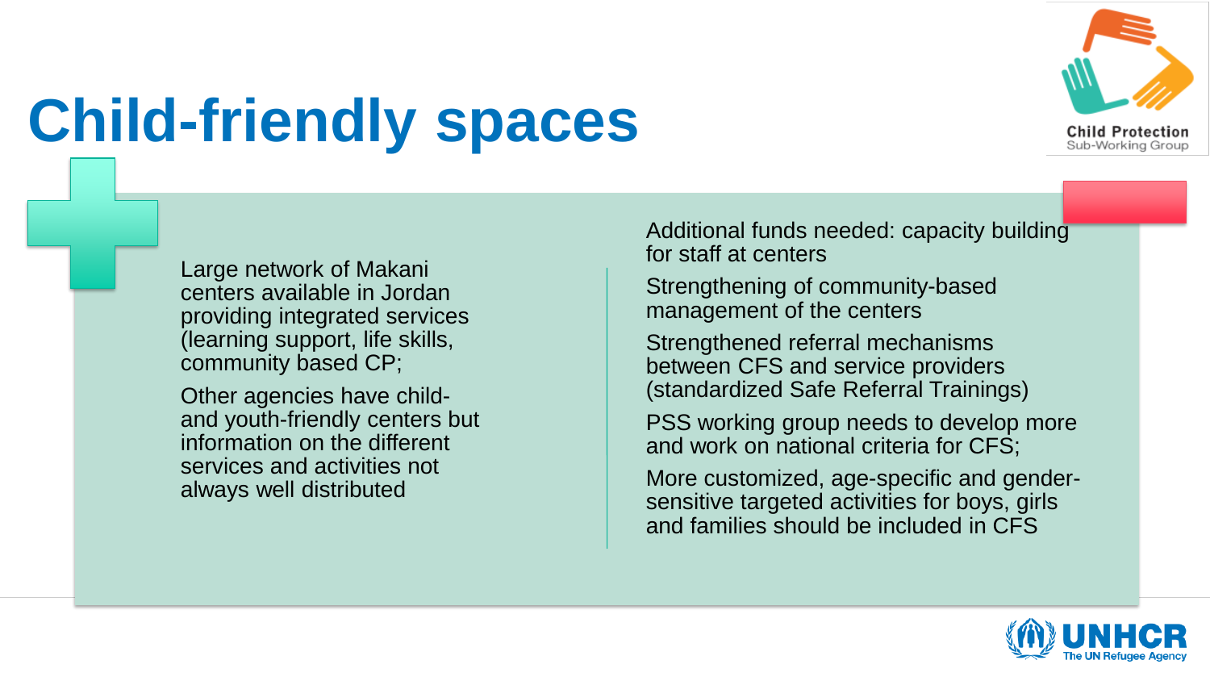# Child-friendly spaces

Large network of Makani centers available in Jordan providing integrated services (learning support, life skills, community based CP;

Other agencies have child- and youth-friendly centers but information on the different services and activities not always well distributed

Additional funds needed: capacity building for staff at centers

Strengthening of community-based management of the centers

Strengthened referral mechanisms between CFS and service providers (standardized Safe Referral Trainings)

PSS working group needs to develop more and work on national criteria for CFS;

More customized, age-specific and gender-sensitive targeted activities for boys, girls and families should be included in CFS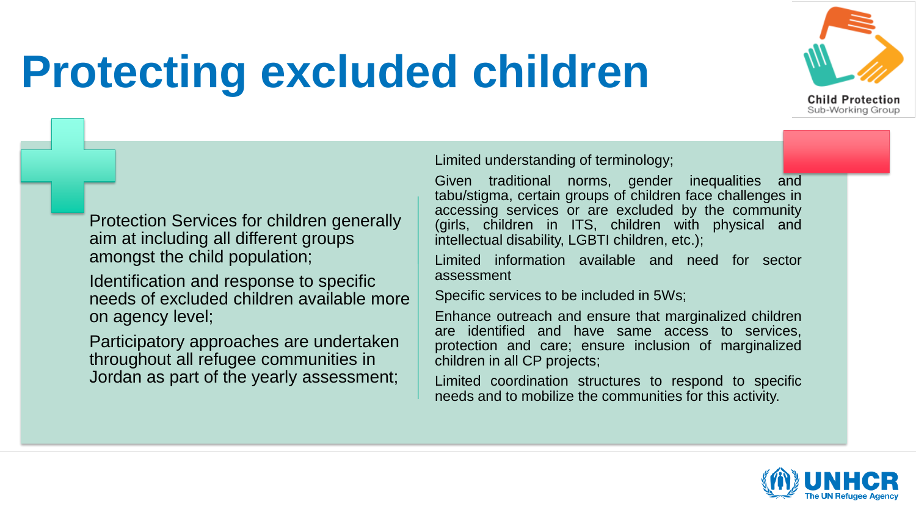# Protecting excluded children

Protection Services for children generally aim at including all different groups amongst the child population;

Identification and response to specific needs of excluded children available more on agency level;

Participatory approaches are undertaken throughout all refugee communities in Jordan as part of the yearly assessment;

Limited understanding of terminology;

Given traditional norms, gender inequalities and tabu/stigma, certain groups of children face challenges in accessing services or are excluded by the community (girls, children in ITS, children with physical and intellectual disability, LGBTI children, etc.);

Limited information available and need for sector assessment

Specific services to be included in 5Ws;

Enhance outreach and ensure that marginalized children are identified and have same access to services, protection and care; ensure inclusion of marginalized children in all CP projects;

Limited coordination structures to respond to specific needs and to mobilize the communities for this activity.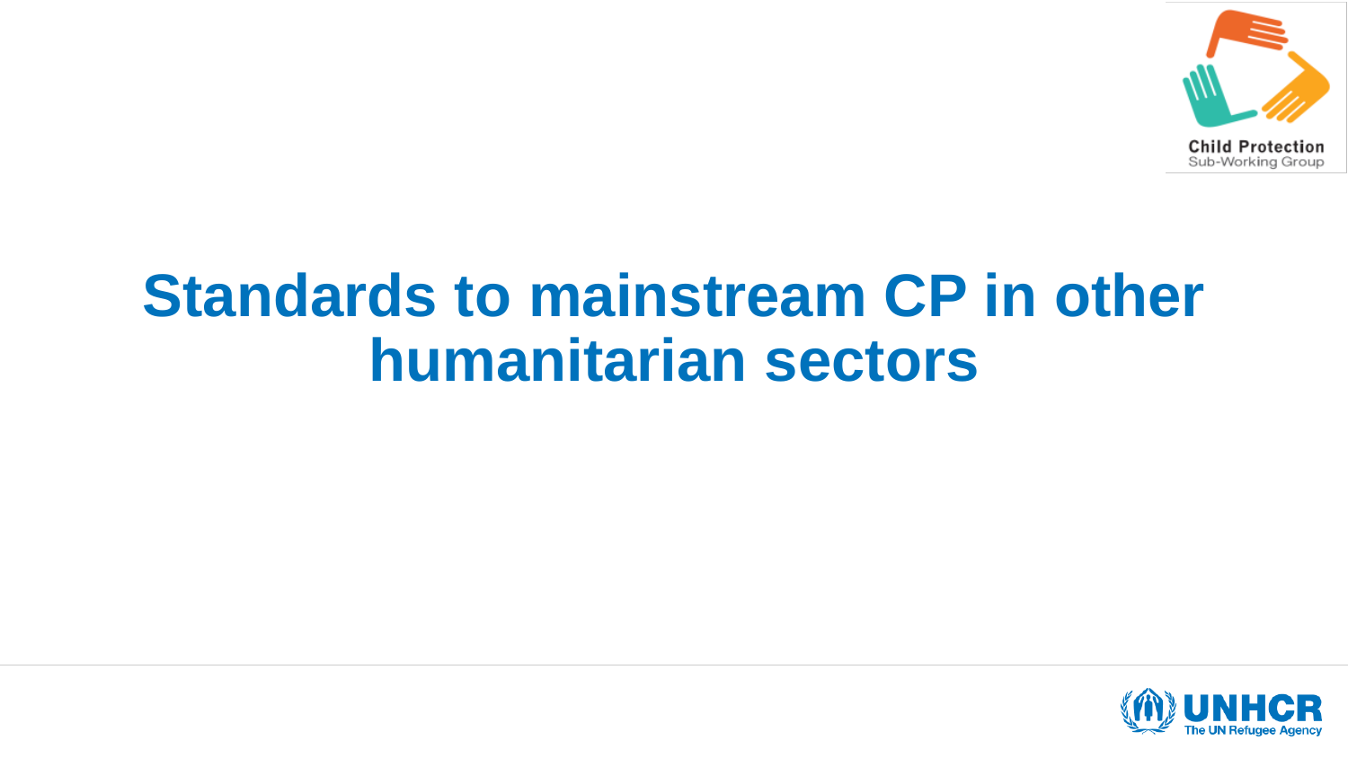# Standards to mainstream CP in other humanitarian sectors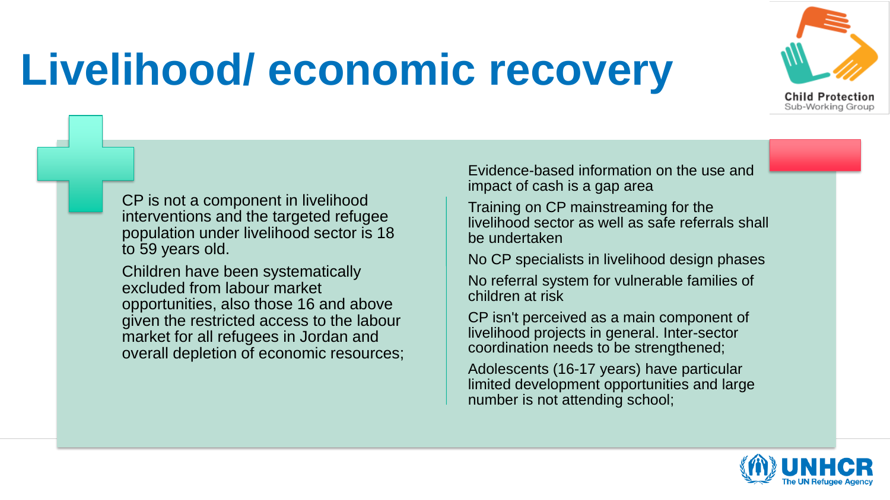# Livelihood/ economic recovery

CP is not a component in livelihood interventions and the targeted refugee population under livelihood sector is 18 to 59 years old.

Children have been systematically excluded from labour market opportunities, also those 16 and above given the restricted access to the labour market for all refugees in Jordan and overall depletion of economic resources;

Evidence-based information on the use and impact of cash is a gap area

Training on CP mainstreaming for the livelihood sector as well as safe referrals shall be undertaken

No CP specialists in livelihood design phases

No referral system for vulnerable families of children at risk

CP isn't perceived as a main component of livelihood projects in general. Inter-sector coordination needs to be strengthened;

Adolescents (16-17 years) have particular limited development opportunities and large number is not attending school;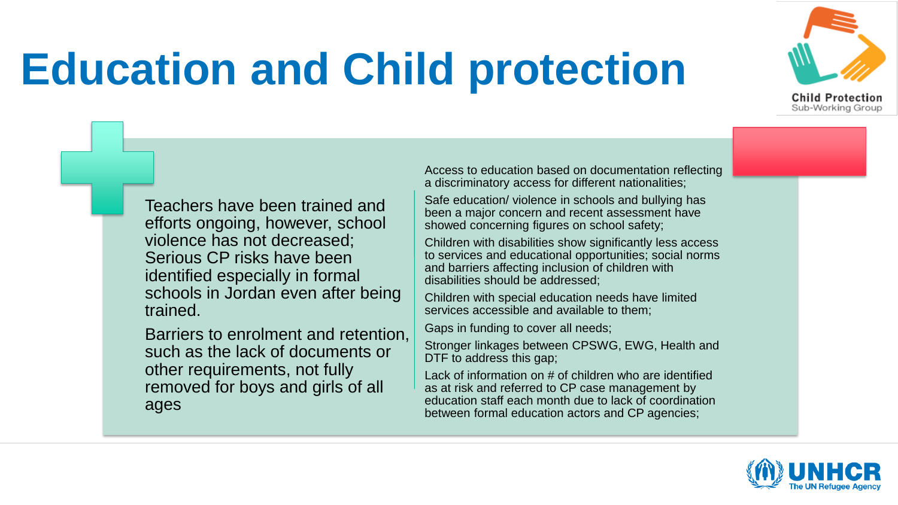# Education and Child protection

Teachers have been trained and efforts ongoing, however, school violence has not decreased; Serious CP risks have been identified especially in formal schools in Jordan even after being trained.

Barriers to enrolment and retention, such as the lack of documents or other requirements, not fully removed for boys and girls of all ages

Access to education based on documentation reflecting a discriminatory access for different nationalities;

Safe education/ violence in schools and bullying has been a major concern and recent assessment have showed concerning figures on school safety;

Children with disabilities show significantly less access to services and educational opportunities; social norms and barriers affecting inclusion of children with disabilities should be addressed;

Children with special education needs have limited services accessible and available to them;

Gaps in funding to cover all needs;

Stronger linkages between CPSWG, EWG, Health and DTF to address this gap;

Lack of information on # of children who are identified as at risk and referred to CP case management by education staff each month due to lack of coordination between formal education actors and CP agencies;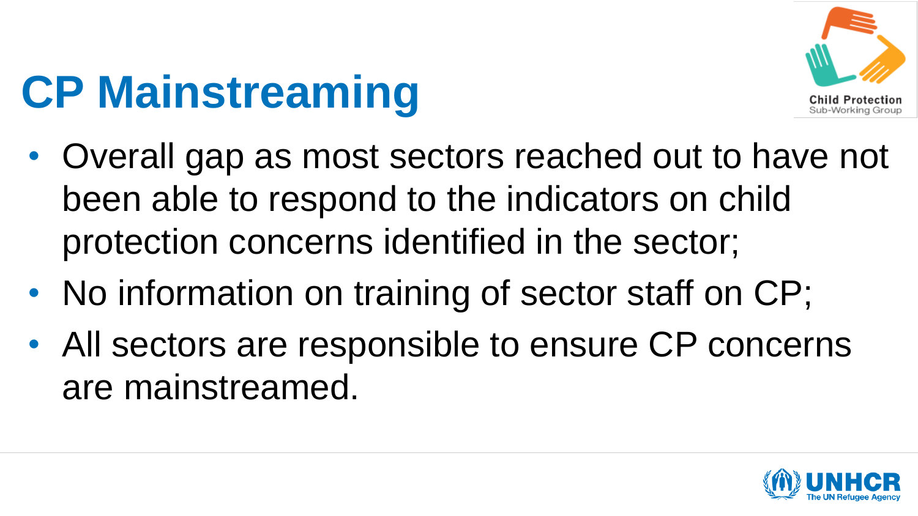# CP Mainstreaming

- Overall gap as most sectors reached out to have not been able to respond to the indicators on child protection concerns identified in the sector;
- No information on training of sector staff on CP;
- All sectors are responsible to ensure CP concerns are mainstreamed.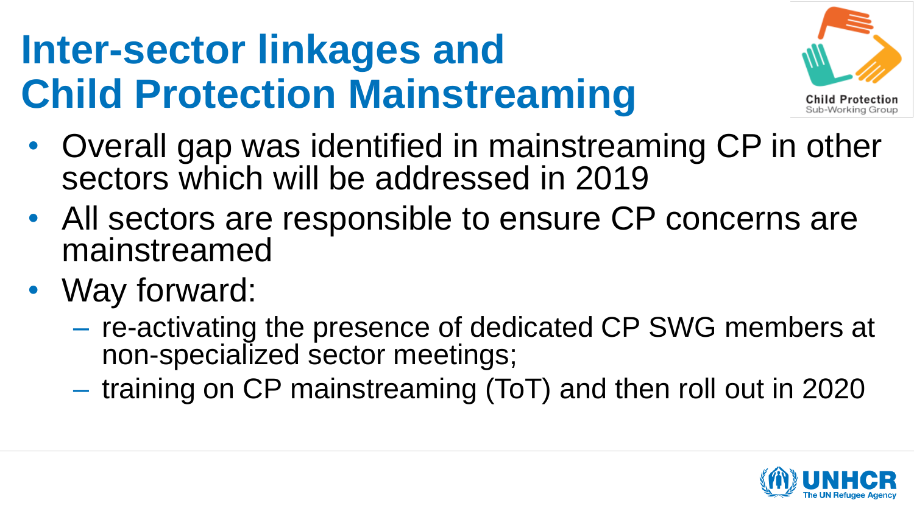# Inter-sector linkages and Child Protection Mainstreaming

- Overall gap was identified in mainstreaming CP in other sectors which will be addressed in 2019
- All sectors are responsible to ensure CP concerns are mainstreamed
- Way forward:
  - re-activating the presence of dedicated CP SWG members at non-specialized sector meetings;
  - training on CP mainstreaming (ToT) and then roll out in 2020